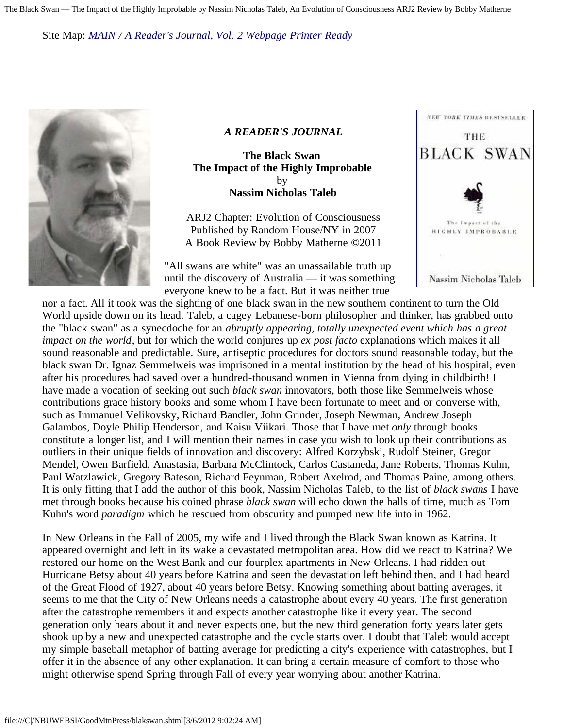Site Map: *MAIN* / *A Reader's Journal, Vol. 2* *Webpage* *Printer Ready*

***A READER'S JOURNAL***

**The Black Swan**
**The Impact of the Highly Improbable**
by
**Nassim Nicholas Taleb**

ARJ2 Chapter: Evolution of Consciousness
Published by Random House/NY in 2007
A Book Review by Bobby Matherne ©2011

"All swans are white" was an unassailable truth up until the discovery of Australia — it was something everyone knew to be a fact. But it was neither true nor a fact. All it took was the sighting of one black swan in the new southern continent to turn the Old World upside down on its head. Taleb, a cagey Lebanese-born philosopher and thinker, has grabbed onto the "black swan" as a synecdoche for an *abruptly appearing, totally unexpected event which has a great impact on the world*, but for which the world conjures up *ex post facto* explanations which makes it all sound reasonable and predictable. Sure, antiseptic procedures for doctors sound reasonable today, but the black swan Dr. Ignaz Semmelweis was imprisoned in a mental institution by the head of his hospital, even after his procedures had saved over a hundred-thousand women in Vienna from dying in childbirth! I have made a vocation of seeking out such *black swan* innovators, both those like Semmelweis whose contributions grace history books and some whom I have been fortunate to meet and or converse with, such as Immanuel Velikovsky, Richard Bandler, John Grinder, Joseph Newman, Andrew Joseph Galambos, Doyle Philip Henderson, and Kaisu Viikari. Those that I have met *only* through books constitute a longer list, and I will mention their names in case you wish to look up their contributions as outliers in their unique fields of innovation and discovery: Alfred Korzybski, Rudolf Steiner, Gregor Mendel, Owen Barfield, Anastasia, Barbara McClintock, Carlos Castaneda, Jane Roberts, Thomas Kuhn, Paul Watzlawick, Gregory Bateson, Richard Feynman, Robert Axelrod, and Thomas Paine, among others. It is only fitting that I add the author of this book, Nassim Nicholas Taleb, to the list of *black swans* I have met through books because his coined phrase *black swan* will echo down the halls of time, much as Tom Kuhn's word *paradigm* which he rescued from obscurity and pumped new life into in 1962.

In New Orleans in the Fall of 2005, my wife and I lived through the Black Swan known as Katrina. It appeared overnight and left in its wake a devastated metropolitan area. How did we react to Katrina? We restored our home on the West Bank and our fourplex apartments in New Orleans. I had ridden out Hurricane Betsy about 40 years before Katrina and seen the devastation left behind then, and I had heard of the Great Flood of 1927, about 40 years before Betsy. Knowing something about batting averages, it seems to me that the City of New Orleans needs a catastrophe about every 40 years. The first generation after the catastrophe remembers it and expects another catastrophe like it every year. The second generation only hears about it and never expects one, but the new third generation forty years later gets shook up by a new and unexpected catastrophe and the cycle starts over. I doubt that Taleb would accept my simple baseball metaphor of batting average for predicting a city's experience with catastrophes, but I offer it in the absence of any other explanation. It can bring a certain measure of comfort to those who might otherwise spend Spring through Fall of every year worrying about another Katrina.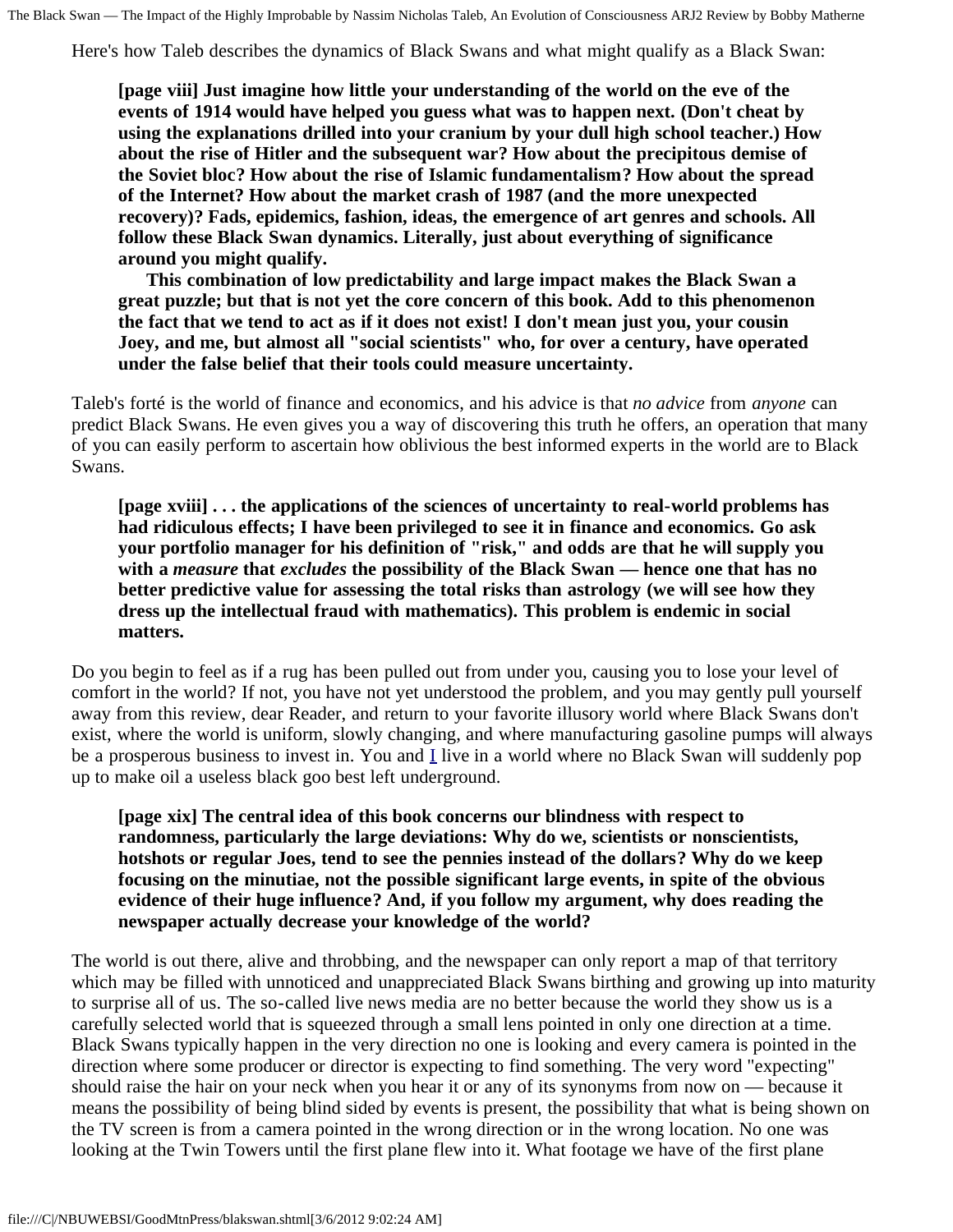Here's how Taleb describes the dynamics of Black Swans and what might qualify as a Black Swan:

> **[page viii] Just imagine how little your understanding of the world on the eve of the events of 1914 would have helped you guess what was to happen next. (Don't cheat by using the explanations drilled into your cranium by your dull high school teacher.) How about the rise of Hitler and the subsequent war? How about the precipitous demise of the Soviet bloc? How about the rise of Islamic fundamentalism? How about the spread of the Internet? How about the market crash of 1987 (and the more unexpected recovery)? Fads, epidemics, fashion, ideas, the emergence of art genres and schools. All follow these Black Swan dynamics. Literally, just about everything of significance around you might qualify.**
>
> **This combination of low predictability and large impact makes the Black Swan a great puzzle; but that is not yet the core concern of this book. Add to this phenomenon the fact that we tend to act as if it does not exist! I don't mean just you, your cousin Joey, and me, but almost all "social scientists" who, for over a century, have operated under the false belief that their tools could measure uncertainty.**

Taleb's forté is the world of finance and economics, and his advice is that *no advice* from *anyone* can predict Black Swans. He even gives you a way of discovering this truth he offers, an operation that many of you can easily perform to ascertain how oblivious the best informed experts in the world are to Black Swans.

> **[page xviii] . . . the applications of the sciences of uncertainty to real-world problems has had ridiculous effects; I have been privileged to see it in finance and economics. Go ask your portfolio manager for his definition of "risk," and odds are that he will supply you with a *measure* that *excludes* the possibility of the Black Swan — hence one that has no better predictive value for assessing the total risks than astrology (we will see how they dress up the intellectual fraud with mathematics). This problem is endemic in social matters.**

Do you begin to feel as if a rug has been pulled out from under you, causing you to lose your level of comfort in the world? If not, you have not yet understood the problem, and you may gently pull yourself away from this review, dear Reader, and return to your favorite illusory world where Black Swans don't exist, where the world is uniform, slowly changing, and where manufacturing gasoline pumps will always be a prosperous business to invest in. You and I live in a world where no Black Swan will suddenly pop up to make oil a useless black goo best left underground.

> **[page xix] The central idea of this book concerns our blindness with respect to randomness, particularly the large deviations: Why do we, scientists or nonscientists, hotshots or regular Joes, tend to see the pennies instead of the dollars? Why do we keep focusing on the minutiae, not the possible significant large events, in spite of the obvious evidence of their huge influence? And, if you follow my argument, why does reading the newspaper actually decrease your knowledge of the world?**

The world is out there, alive and throbbing, and the newspaper can only report a map of that territory which may be filled with unnoticed and unappreciated Black Swans birthing and growing up into maturity to surprise all of us. The so-called live news media are no better because the world they show us is a carefully selected world that is squeezed through a small lens pointed in only one direction at a time. Black Swans typically happen in the very direction no one is looking and every camera is pointed in the direction where some producer or director is expecting to find something. The very word "expecting" should raise the hair on your neck when you hear it or any of its synonyms from now on — because it means the possibility of being blind sided by events is present, the possibility that what is being shown on the TV screen is from a camera pointed in the wrong direction or in the wrong location. No one was looking at the Twin Towers until the first plane flew into it. What footage we have of the first plane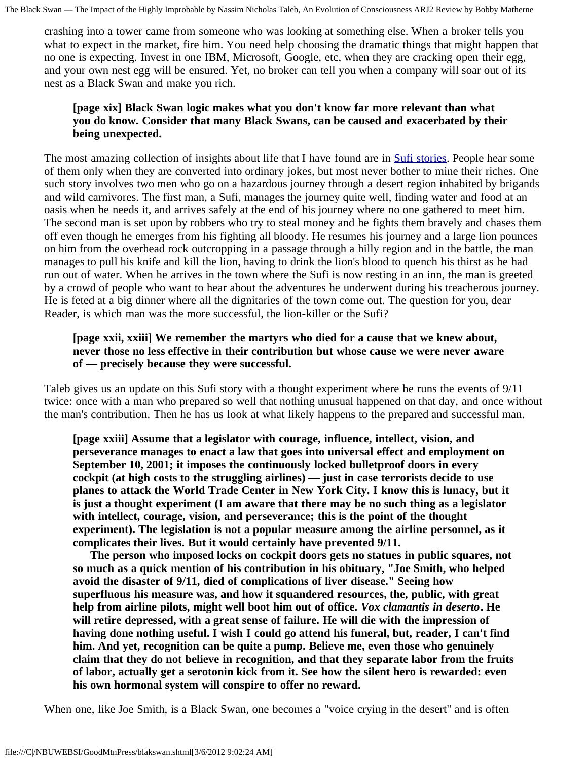crashing into a tower came from someone who was looking at something else. When a broker tells you what to expect in the market, fire him. You need help choosing the dramatic things that might happen that no one is expecting. Invest in one IBM, Microsoft, Google, etc, when they are cracking open their egg, and your own nest egg will be ensured. Yet, no broker can tell you when a company will soar out of its nest as a Black Swan and make you rich.

> **[page xix] Black Swan logic makes what you don't know far more relevant than what you do know. Consider that many Black Swans, can be caused and exacerbated by their being unexpected.**

The most amazing collection of insights about life that I have found are in Sufi stories. People hear some of them only when they are converted into ordinary jokes, but most never bother to mine their riches. One such story involves two men who go on a hazardous journey through a desert region inhabited by brigands and wild carnivores. The first man, a Sufi, manages the journey quite well, finding water and food at an oasis when he needs it, and arrives safely at the end of his journey where no one gathered to meet him. The second man is set upon by robbers who try to steal money and he fights them bravely and chases them off even though he emerges from his fighting all bloody. He resumes his journey and a large lion pounces on him from the overhead rock outcropping in a passage through a hilly region and in the battle, the man manages to pull his knife and kill the lion, having to drink the lion's blood to quench his thirst as he had run out of water. When he arrives in the town where the Sufi is now resting in an inn, the man is greeted by a crowd of people who want to hear about the adventures he underwent during his treacherous journey. He is feted at a big dinner where all the dignitaries of the town come out. The question for you, dear Reader, is which man was the more successful, the lion-killer or the Sufi?

> **[page xxii, xxiii] We remember the martyrs who died for a cause that we knew about, never those no less effective in their contribution but whose cause we were never aware of — precisely because they were successful.**

Taleb gives us an update on this Sufi story with a thought experiment where he runs the events of 9/11 twice: once with a man who prepared so well that nothing unusual happened on that day, and once without the man's contribution. Then he has us look at what likely happens to the prepared and successful man.

> **[page xxiii] Assume that a legislator with courage, influence, intellect, vision, and perseverance manages to enact a law that goes into universal effect and employment on September 10, 2001; it imposes the continuously locked bulletproof doors in every cockpit (at high costs to the struggling airlines) — just in case terrorists decide to use planes to attack the World Trade Center in New York City. I know this is lunacy, but it is just a thought experiment (I am aware that there may be no such thing as a legislator with intellect, courage, vision, and perseverance; this is the point of the thought experiment). The legislation is not a popular measure among the airline personnel, as it complicates their lives. But it would certainly have prevented 9/11.**
>
> **The person who imposed locks on cockpit doors gets no statues in public squares, not so much as a quick mention of his contribution in his obituary, "Joe Smith, who helped avoid the disaster of 9/11, died of complications of liver disease." Seeing how superfluous his measure was, and how it squandered resources, the, public, with great help from airline pilots, might well boot him out of office. *Vox clamantis in deserto*. He will retire depressed, with a great sense of failure. He will die with the impression of having done nothing useful. I wish I could go attend his funeral, but, reader, I can't find him. And yet, recognition can be quite a pump. Believe me, even those who genuinely claim that they do not believe in recognition, and that they separate labor from the fruits of labor, actually get a serotonin kick from it. See how the silent hero is rewarded: even his own hormonal system will conspire to offer no reward.**

When one, like Joe Smith, is a Black Swan, one becomes a "voice crying in the desert" and is often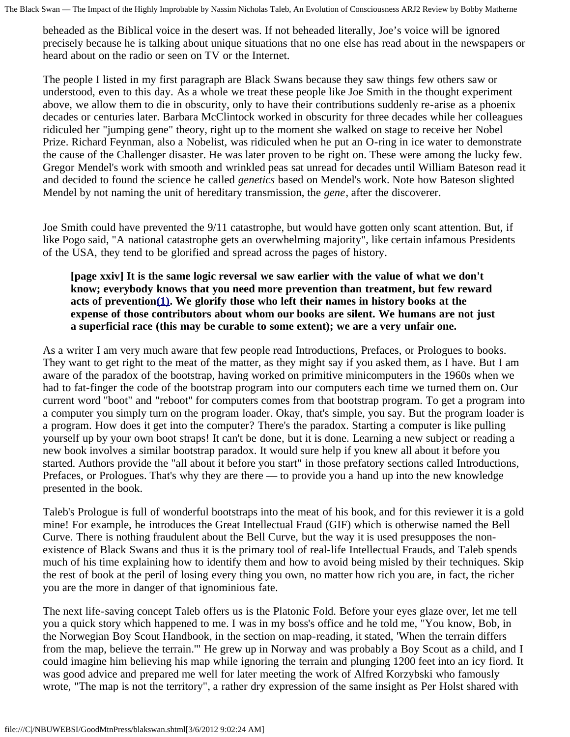beheaded as the Biblical voice in the desert was. If not beheaded literally, Joe's voice will be ignored precisely because he is talking about unique situations that no one else has read about in the newspapers or heard about on the radio or seen on TV or the Internet.

The people I listed in my first paragraph are Black Swans because they saw things few others saw or understood, even to this day. As a whole we treat these people like Joe Smith in the thought experiment above, we allow them to die in obscurity, only to have their contributions suddenly re-arise as a phoenix decades or centuries later. Barbara McClintock worked in obscurity for three decades while her colleagues ridiculed her "jumping gene" theory, right up to the moment she walked on stage to receive her Nobel Prize. Richard Feynman, also a Nobelist, was ridiculed when he put an O-ring in ice water to demonstrate the cause of the Challenger disaster. He was later proven to be right on. These were among the lucky few. Gregor Mendel's work with smooth and wrinkled peas sat unread for decades until William Bateson read it and decided to found the science he called *genetics* based on Mendel's work. Note how Bateson slighted Mendel by not naming the unit of hereditary transmission, the *gene*, after the discoverer.

Joe Smith could have prevented the 9/11 catastrophe, but would have gotten only scant attention. But, if like Pogo said, "A national catastrophe gets an overwhelming majority", like certain infamous Presidents of the USA, they tend to be glorified and spread across the pages of history.

> **[page xxiv] It is the same logic reversal we saw earlier with the value of what we don't know; everybody knows that you need more prevention than treatment, but few reward acts of prevention(1). We glorify those who left their names in history books at the expense of those contributors about whom our books are silent. We humans are not just a superficial race (this may be curable to some extent); we are a very unfair one.**

As a writer I am very much aware that few people read Introductions, Prefaces, or Prologues to books. They want to get right to the meat of the matter, as they might say if you asked them, as I have. But I am aware of the paradox of the bootstrap, having worked on primitive minicomputers in the 1960s when we had to fat-finger the code of the bootstrap program into our computers each time we turned them on. Our current word "boot" and "reboot" for computers comes from that bootstrap program. To get a program into a computer you simply turn on the program loader. Okay, that's simple, you say. But the program loader is a program. How does it get into the computer? There's the paradox. Starting a computer is like pulling yourself up by your own boot straps! It can't be done, but it is done. Learning a new subject or reading a new book involves a similar bootstrap paradox. It would sure help if you knew all about it before you started. Authors provide the "all about it before you start" in those prefatory sections called Introductions, Prefaces, or Prologues. That's why they are there — to provide you a hand up into the new knowledge presented in the book.

Taleb's Prologue is full of wonderful bootstraps into the meat of his book, and for this reviewer it is a gold mine! For example, he introduces the Great Intellectual Fraud (GIF) which is otherwise named the Bell Curve. There is nothing fraudulent about the Bell Curve, but the way it is used presupposes the non-existence of Black Swans and thus it is the primary tool of real-life Intellectual Frauds, and Taleb spends much of his time explaining how to identify them and how to avoid being misled by their techniques. Skip the rest of book at the peril of losing every thing you own, no matter how rich you are, in fact, the richer you are the more in danger of that ignominious fate.

The next life-saving concept Taleb offers us is the Platonic Fold. Before your eyes glaze over, let me tell you a quick story which happened to me. I was in my boss's office and he told me, "You know, Bob, in the Norwegian Boy Scout Handbook, in the section on map-reading, it stated, 'When the terrain differs from the map, believe the terrain.'" He grew up in Norway and was probably a Boy Scout as a child, and I could imagine him believing his map while ignoring the terrain and plunging 1200 feet into an icy fiord. It was good advice and prepared me well for later meeting the work of Alfred Korzybski who famously wrote, "The map is not the territory", a rather dry expression of the same insight as Per Holst shared with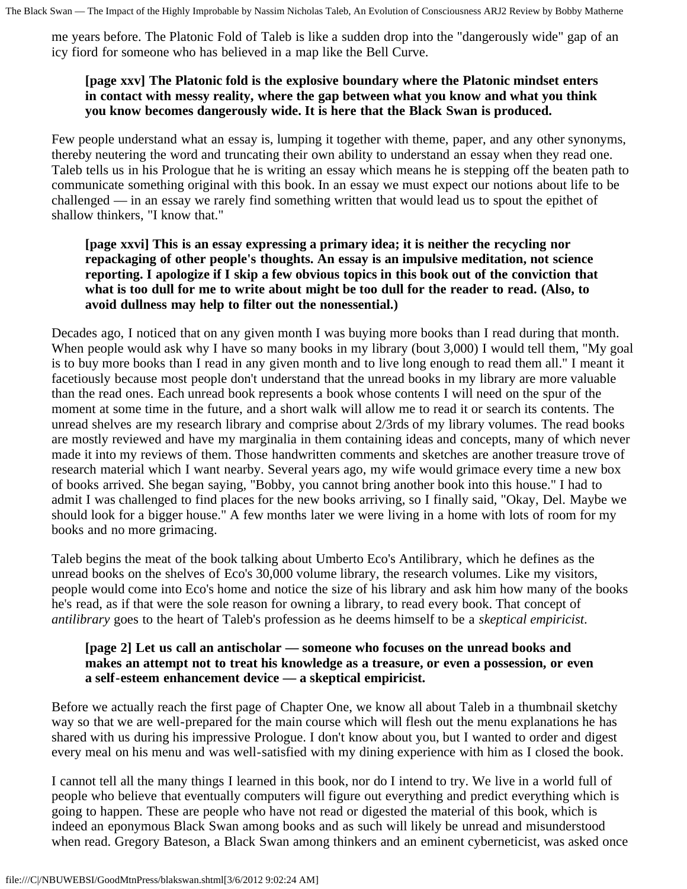me years before. The Platonic Fold of Taleb is like a sudden drop into the "dangerously wide" gap of an icy fiord for someone who has believed in a map like the Bell Curve.

> **[page xxv] The Platonic fold is the explosive boundary where the Platonic mindset enters in contact with messy reality, where the gap between what you know and what you think you know becomes dangerously wide. It is here that the Black Swan is produced.**

Few people understand what an essay is, lumping it together with theme, paper, and any other synonyms, thereby neutering the word and truncating their own ability to understand an essay when they read one. Taleb tells us in his Prologue that he is writing an essay which means he is stepping off the beaten path to communicate something original with this book. In an essay we must expect our notions about life to be challenged — in an essay we rarely find something written that would lead us to spout the epithet of shallow thinkers, "I know that."

> **[page xxvi] This is an essay expressing a primary idea; it is neither the recycling nor repackaging of other people's thoughts. An essay is an impulsive meditation, not science reporting. I apologize if I skip a few obvious topics in this book out of the conviction that what is too dull for me to write about might be too dull for the reader to read. (Also, to avoid dullness may help to filter out the nonessential.)**

Decades ago, I noticed that on any given month I was buying more books than I read during that month. When people would ask why I have so many books in my library (bout 3,000) I would tell them, "My goal is to buy more books than I read in any given month and to live long enough to read them all." I meant it facetiously because most people don't understand that the unread books in my library are more valuable than the read ones. Each unread book represents a book whose contents I will need on the spur of the moment at some time in the future, and a short walk will allow me to read it or search its contents. The unread shelves are my research library and comprise about 2/3rds of my library volumes. The read books are mostly reviewed and have my marginalia in them containing ideas and concepts, many of which never made it into my reviews of them. Those handwritten comments and sketches are another treasure trove of research material which I want nearby. Several years ago, my wife would grimace every time a new box of books arrived. She began saying, "Bobby, you cannot bring another book into this house." I had to admit I was challenged to find places for the new books arriving, so I finally said, "Okay, Del. Maybe we should look for a bigger house." A few months later we were living in a home with lots of room for my books and no more grimacing.

Taleb begins the meat of the book talking about Umberto Eco's Antilibrary, which he defines as the unread books on the shelves of Eco's 30,000 volume library, the research volumes. Like my visitors, people would come into Eco's home and notice the size of his library and ask him how many of the books he's read, as if that were the sole reason for owning a library, to read every book. That concept of *antilibrary* goes to the heart of Taleb's profession as he deems himself to be a *skeptical empiricist*.

> **[page 2] Let us call an antischolar — someone who focuses on the unread books and makes an attempt not to treat his knowledge as a treasure, or even a possession, or even a self-esteem enhancement device — a skeptical empiricist.**

Before we actually reach the first page of Chapter One, we know all about Taleb in a thumbnail sketchy way so that we are well-prepared for the main course which will flesh out the menu explanations he has shared with us during his impressive Prologue. I don't know about you, but I wanted to order and digest every meal on his menu and was well-satisfied with my dining experience with him as I closed the book.

I cannot tell all the many things I learned in this book, nor do I intend to try. We live in a world full of people who believe that eventually computers will figure out everything and predict everything which is going to happen. These are people who have not read or digested the material of this book, which is indeed an eponymous Black Swan among books and as such will likely be unread and misunderstood when read. Gregory Bateson, a Black Swan among thinkers and an eminent cyberneticist, was asked once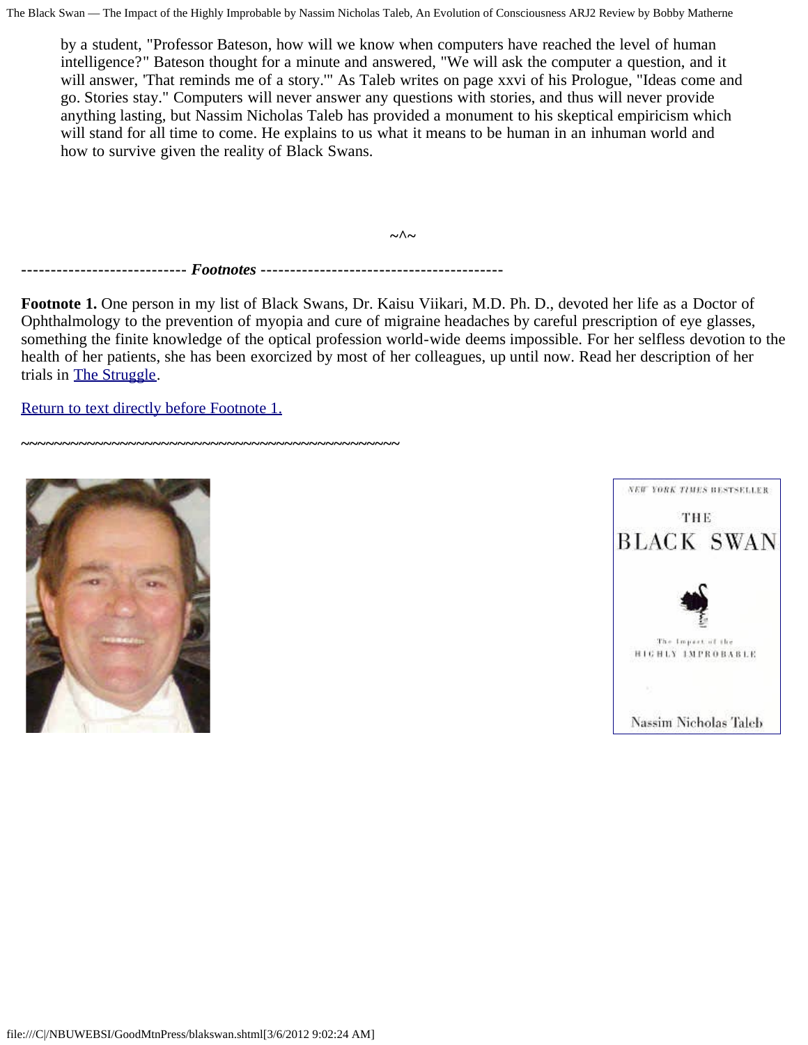by a student, "Professor Bateson, how will we know when computers have reached the level of human intelligence?" Bateson thought for a minute and answered, "We will ask the computer a question, and it will answer, 'That reminds me of a story.'" As Taleb writes on page xxvi of his Prologue, "Ideas come and go. Stories stay." Computers will never answer any questions with stories, and thus will never provide anything lasting, but Nassim Nicholas Taleb has provided a monument to his skeptical empiricism which will stand for all time to come. He explains to us what it means to be human in an inhuman world and how to survive given the reality of Black Swans.

~^~

---------------------------- ***Footnotes*** -----------------------------------------

**Footnote 1.** One person in my list of Black Swans, Dr. Kaisu Viikari, M.D. Ph. D., devoted her life as a Doctor of Ophthalmology to the prevention of myopia and cure of migraine headaches by careful prescription of eye glasses, something the finite knowledge of the optical profession world-wide deems impossible. For her selfless devotion to the health of her patients, she has been exorcized by most of her colleagues, up until now. Read her description of her trials in [The Struggle].

[Return to text directly before Footnote 1.]

~~~~~~~~~~~~~~~~~~~~~~~~~~~~~~~~~~~~~~~~~~~~~~~~

NEW YORK TIMES BESTSELLER

THE BLACK SWAN

The Impact of the HIGHLY IMPROBABLE

Nassim Nicholas Taleb